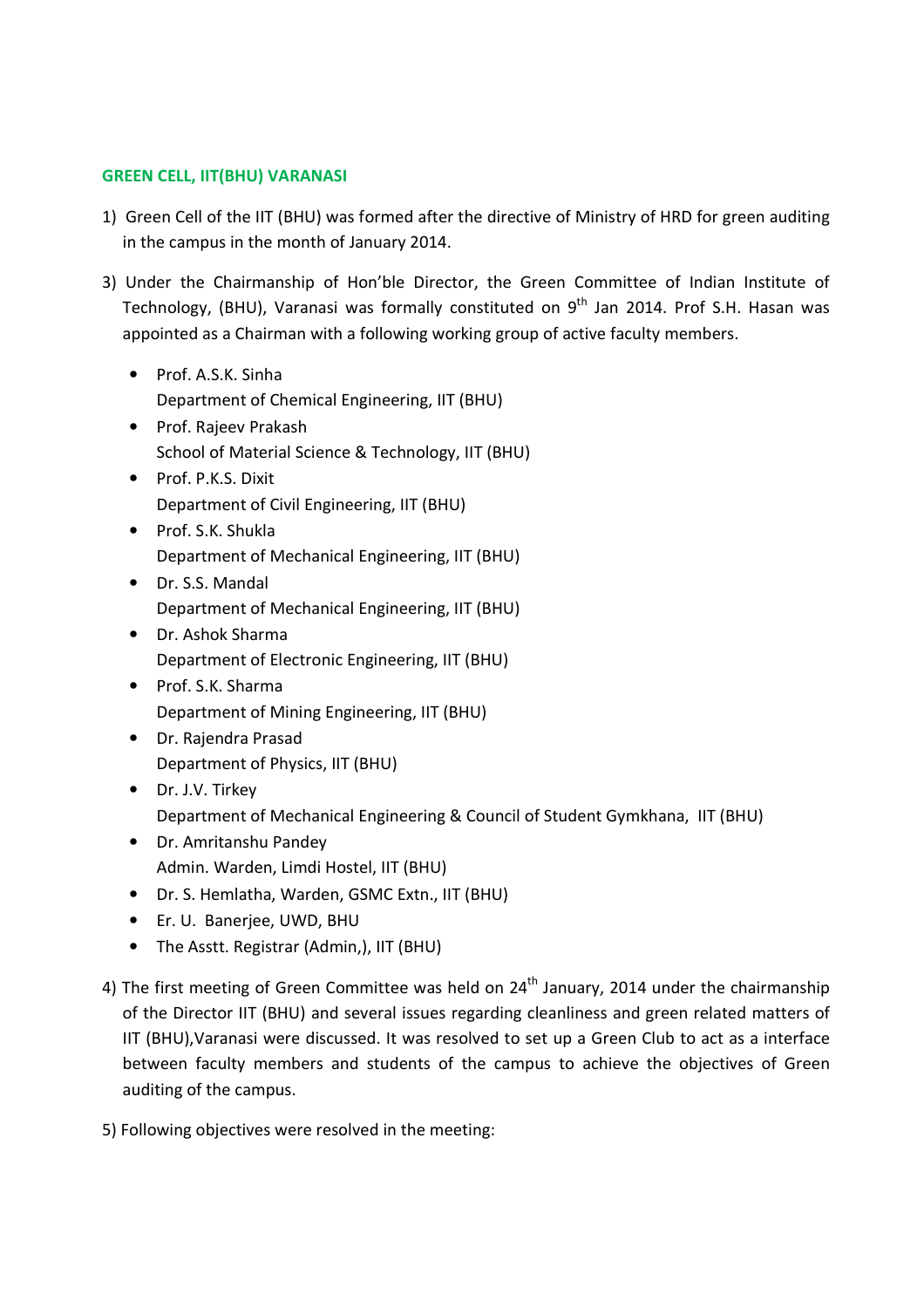**GREEN CELL, IIT(BHU) VARANASI**

1) Green Cell of the IIT (BHU) was formed after the directive of Ministry of HRD for green auditing in the campus in the month of January 2014.

3) Under the Chairmanship of Hon'ble Director, the Green Committee of Indian Institute of Technology, (BHU), Varanasi was formally constituted on 9th Jan 2014. Prof S.H. Hasan was appointed as a Chairman with a following working group of active faculty members.

- Prof. A.S.K. Sinha  
  Department of Chemical Engineering, IIT (BHU)
- Prof. Rajeev Prakash  
  School of Material Science & Technology, IIT (BHU)
- Prof. P.K.S. Dixit  
  Department of Civil Engineering, IIT (BHU)
- Prof. S.K. Shukla  
  Department of Mechanical Engineering, IIT (BHU)
- Dr. S.S. Mandal  
  Department of Mechanical Engineering, IIT (BHU)
- Dr. Ashok Sharma  
  Department of Electronic Engineering, IIT (BHU)
- Prof. S.K. Sharma  
  Department of Mining Engineering, IIT (BHU)
- Dr. Rajendra Prasad  
  Department of Physics, IIT (BHU)
- Dr. J.V. Tirkey  
  Department of Mechanical Engineering & Council of Student Gymkhana, IIT (BHU)
- Dr. Amritanshu Pandey  
  Admin. Warden, Limdi Hostel, IIT (BHU)
- Dr. S. Hemlatha, Warden, GSMC Extn., IIT (BHU)
- Er. U. Banerjee, UWD, BHU
- The Asstt. Registrar (Admin,), IIT (BHU)

4) The first meeting of Green Committee was held on 24th January, 2014 under the chairmanship of the Director IIT (BHU) and several issues regarding cleanliness and green related matters of IIT (BHU),Varanasi were discussed. It was resolved to set up a Green Club to act as a interface between faculty members and students of the campus to achieve the objectives of Green auditing of the campus.

5) Following objectives were resolved in the meeting: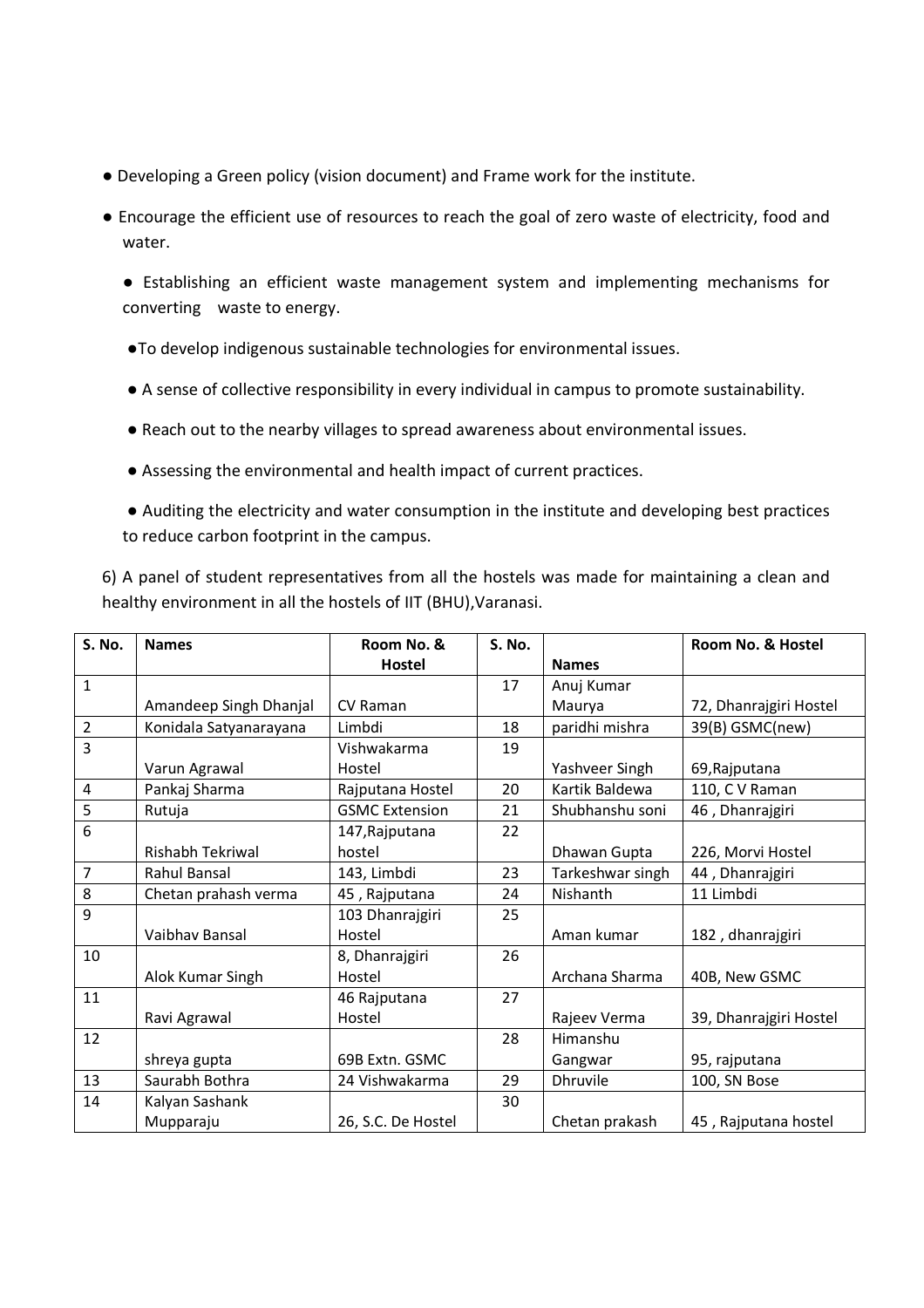- Developing a Green policy (vision document) and Frame work for the institute.
- Encourage the efficient use of resources to reach the goal of zero waste of electricity, food and water.
- Establishing an efficient waste management system and implementing mechanisms for converting waste to energy.
- To develop indigenous sustainable technologies for environmental issues.
- A sense of collective responsibility in every individual in campus to promote sustainability.
- Reach out to the nearby villages to spread awareness about environmental issues.
- Assessing the environmental and health impact of current practices.
- Auditing the electricity and water consumption in the institute and developing best practices to reduce carbon footprint in the campus.

6) A panel of student representatives from all the hostels was made for maintaining a clean and healthy environment in all the hostels of IIT (BHU),Varanasi.

| S. No. | Names | Room No. & Hostel | S. No. | Names | Room No. & Hostel |
|---|---|---|---|---|---|
| 1 | Amandeep Singh Dhanjal | CV Raman | 17 | Anuj Kumar Maurya | 72, Dhanrajgiri Hostel |
| 2 | Konidala Satyanarayana | Limbdi | 18 | paridhi mishra | 39(B) GSMC(new) |
| 3 | Varun Agrawal | Vishwakarma Hostel | 19 | Yashveer Singh | 69,Rajputana |
| 4 | Pankaj Sharma | Rajputana Hostel | 20 | Kartik Baldewa | 110, C V Raman |
| 5 | Rutuja | GSMC Extension | 21 | Shubhanshu soni | 46 , Dhanrajgiri |
| 6 | Rishabh Tekriwal | 147,Rajputana hostel | 22 | Dhawan Gupta | 226, Morvi Hostel |
| 7 | Rahul Bansal | 143, Limbdi | 23 | Tarkeshwar singh | 44 , Dhanrajgiri |
| 8 | Chetan prahash verma | 45 , Rajputana | 24 | Nishanth | 11 Limbdi |
| 9 | Vaibhav Bansal | 103 Dhanrajgiri Hostel | 25 | Aman kumar | 182 , dhanrajgiri |
| 10 | Alok Kumar Singh | 8, Dhanrajgiri Hostel | 26 | Archana Sharma | 40B, New GSMC |
| 11 | Ravi Agrawal | 46 Rajputana Hostel | 27 | Rajeev Verma | 39, Dhanrajgiri Hostel |
| 12 | shreya gupta | 69B Extn. GSMC | 28 | Himanshu Gangwar | 95, rajputana |
| 13 | Saurabh Bothra | 24 Vishwakarma | 29 | Dhruvile | 100, SN Bose |
| 14 | Kalyan Sashank Mupparaju | 26, S.C. De Hostel | 30 | Chetan prakash | 45 , Rajputana hostel |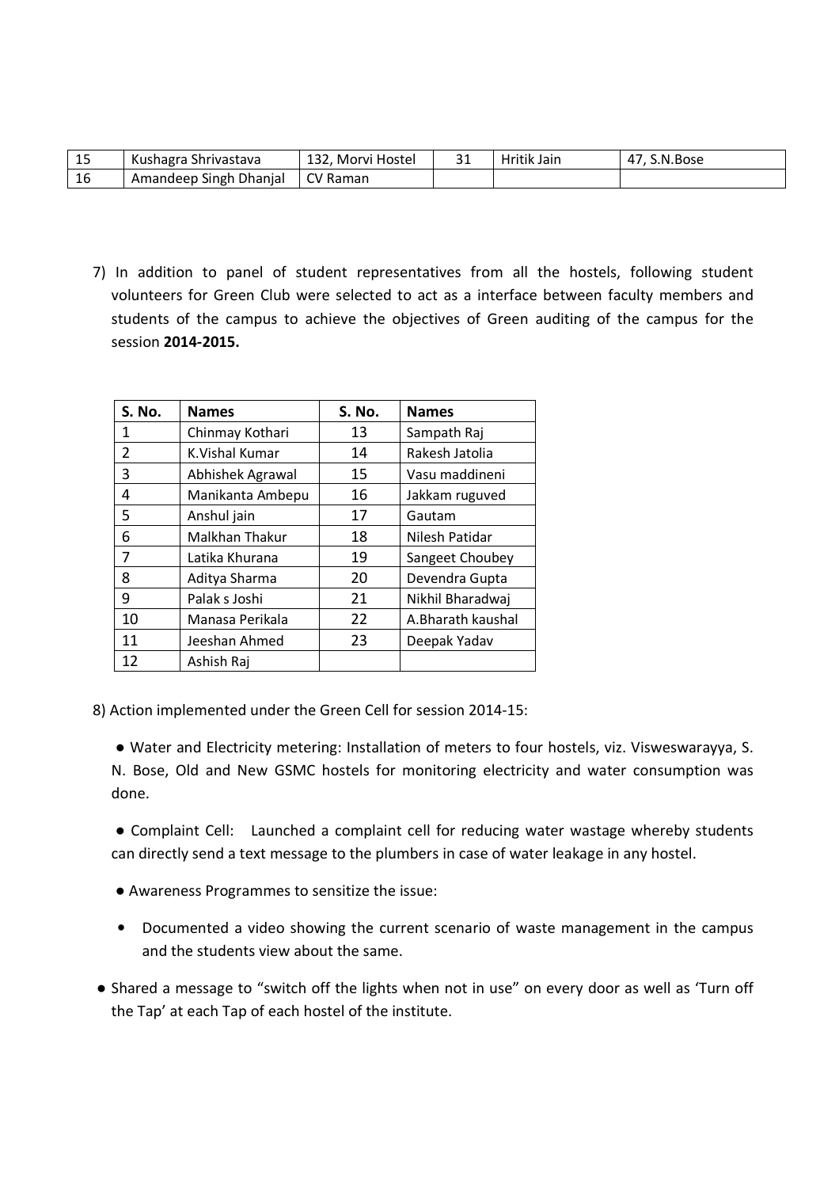| 15 | Kushagra Shrivastava | 132, Morvi Hostel | 31 | Hritik Jain | 47, S.N.Bose |
|---|---|---|---|---|---|
| 16 | Amandeep Singh Dhanjal | CV Raman | | | |

7) In addition to panel of student representatives from all the hostels, following student volunteers for Green Club were selected to act as a interface between faculty members and students of the campus to achieve the objectives of Green auditing of the campus for the session **2014-2015.**

| S. No. | Names | S. No. | Names |
|---|---|---|---|
| 1 | Chinmay Kothari | 13 | Sampath Raj |
| 2 | K.Vishal Kumar | 14 | Rakesh Jatolia |
| 3 | Abhishek Agrawal | 15 | Vasu maddineni |
| 4 | Manikanta Ambepu | 16 | Jakkam ruguved |
| 5 | Anshul jain | 17 | Gautam |
| 6 | Malkhan Thakur | 18 | Nilesh Patidar |
| 7 | Latika Khurana | 19 | Sangeet Choubey |
| 8 | Aditya Sharma | 20 | Devendra Gupta |
| 9 | Palak s Joshi | 21 | Nikhil Bharadwaj |
| 10 | Manasa Perikala | 22 | A.Bharath kaushal |
| 11 | Jeeshan Ahmed | 23 | Deepak Yadav |
| 12 | Ashish Raj | | |

8) Action implemented under the Green Cell for session 2014-15:

- Water and Electricity metering: Installation of meters to four hostels, viz. Visweswarayya, S. N. Bose, Old and New GSMC hostels for monitoring electricity and water consumption was done.
- Complaint Cell: Launched a complaint cell for reducing water wastage whereby students can directly send a text message to the plumbers in case of water leakage in any hostel.
- Awareness Programmes to sensitize the issue:
  - Documented a video showing the current scenario of waste management in the campus and the students view about the same.
- Shared a message to "switch off the lights when not in use" on every door as well as 'Turn off the Tap' at each Tap of each hostel of the institute.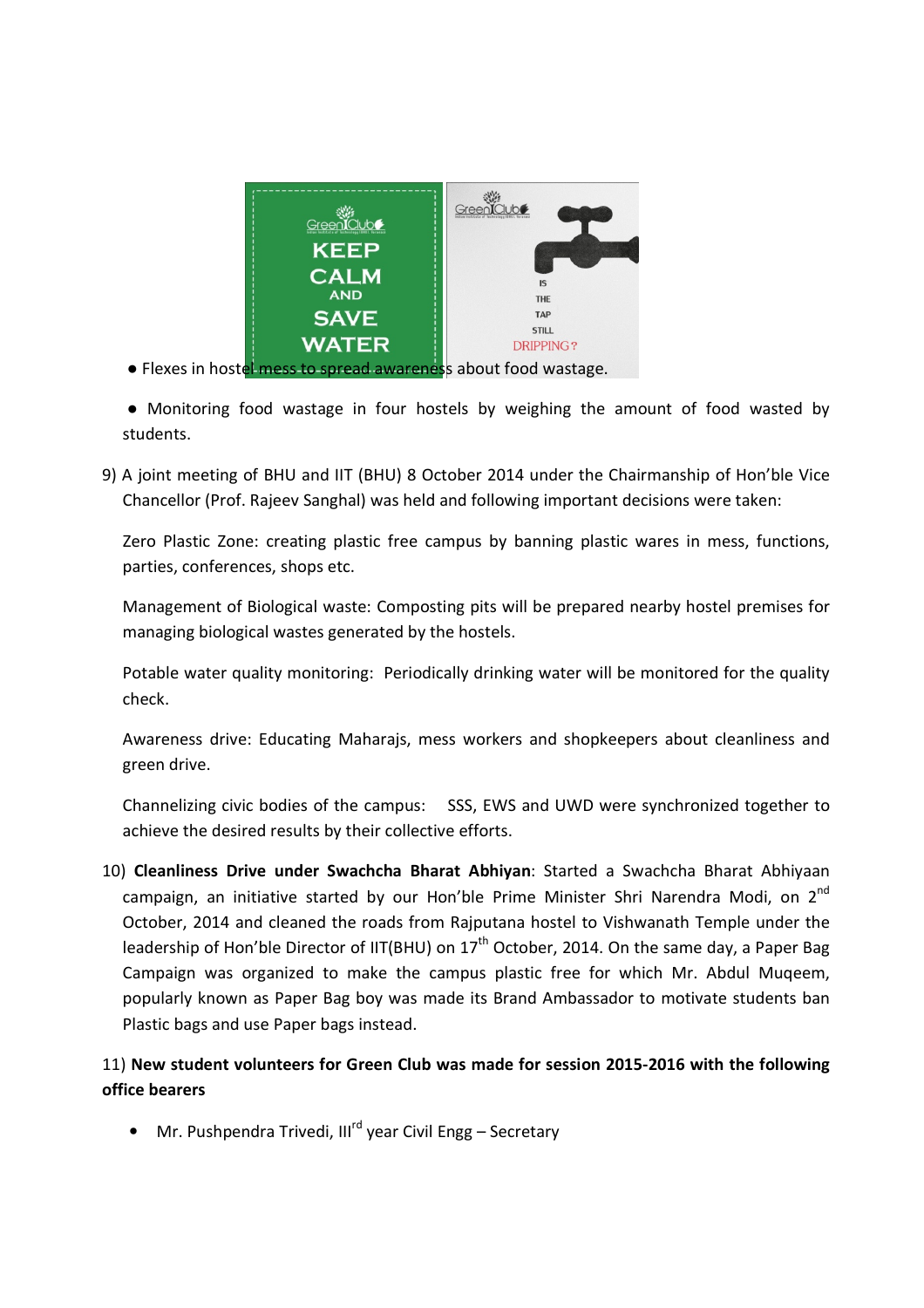● Flexes in hostel mess to spread awareness about food wastage.

● Monitoring food wastage in four hostels by weighing the amount of food wasted by students.

9) A joint meeting of BHU and IIT (BHU) 8 October 2014 under the Chairmanship of Hon'ble Vice Chancellor (Prof. Rajeev Sanghal) was held and following important decisions were taken:

Zero Plastic Zone: creating plastic free campus by banning plastic wares in mess, functions, parties, conferences, shops etc.

Management of Biological waste: Composting pits will be prepared nearby hostel premises for managing biological wastes generated by the hostels.

Potable water quality monitoring: Periodically drinking water will be monitored for the quality check.

Awareness drive: Educating Maharajs, mess workers and shopkeepers about cleanliness and green drive.

Channelizing civic bodies of the campus: SSS, EWS and UWD were synchronized together to achieve the desired results by their collective efforts.

10) **Cleanliness Drive under Swachcha Bharat Abhiyan**: Started a Swachcha Bharat Abhiyaan campaign, an initiative started by our Hon'ble Prime Minister Shri Narendra Modi, on 2nd October, 2014 and cleaned the roads from Rajputana hostel to Vishwanath Temple under the leadership of Hon'ble Director of IIT(BHU) on 17th October, 2014. On the same day, a Paper Bag Campaign was organized to make the campus plastic free for which Mr. Abdul Muqeem, popularly known as Paper Bag boy was made its Brand Ambassador to motivate students ban Plastic bags and use Paper bags instead.

11) **New student volunteers for Green Club was made for session 2015-2016 with the following office bearers**

- Mr. Pushpendra Trivedi, IIIrd year Civil Engg – Secretary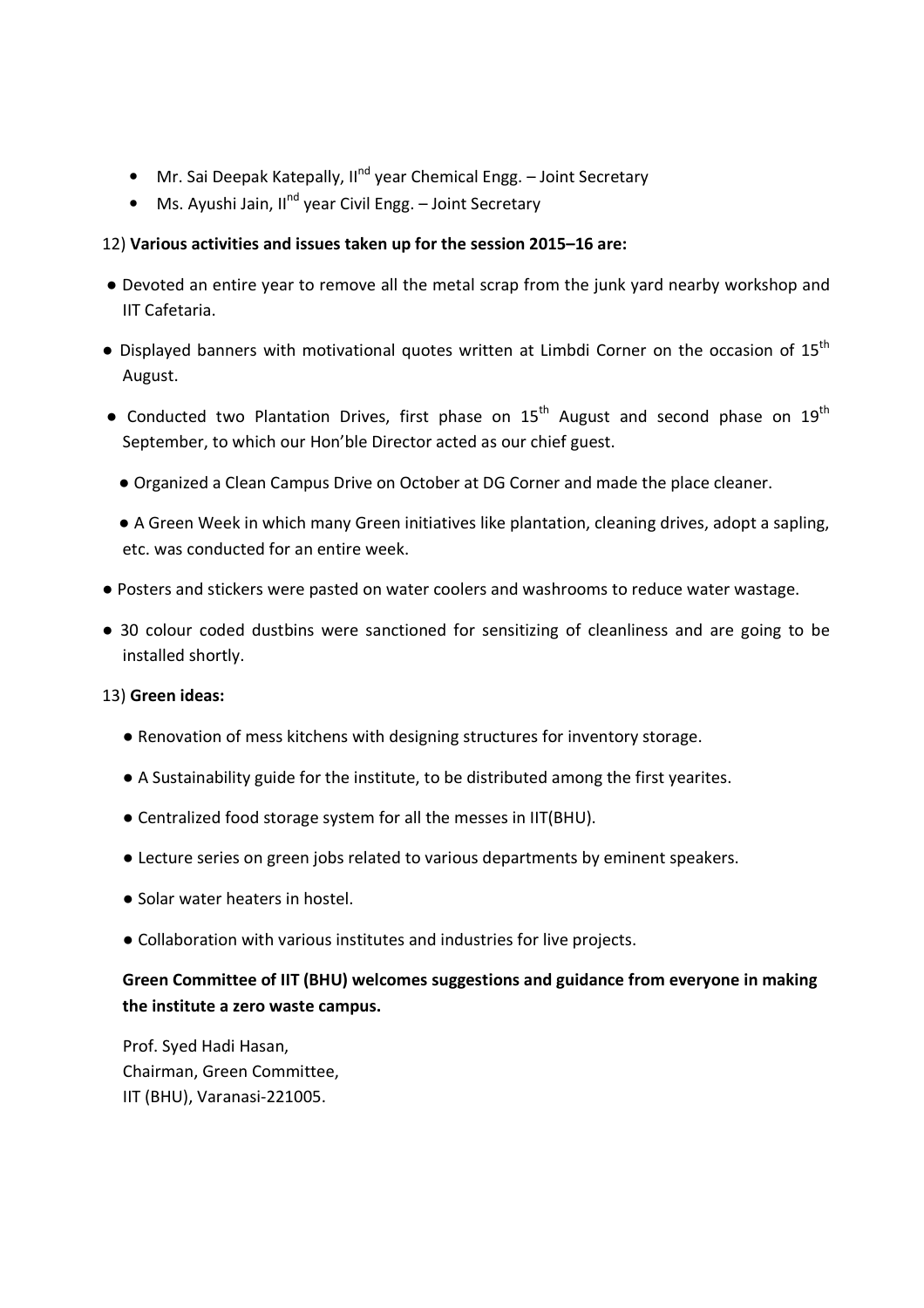- Mr. Sai Deepak Katepally, II[nd] year Chemical Engg. – Joint Secretary
- Ms. Ayushi Jain, II[nd] year Civil Engg. – Joint Secretary

12) **Various activities and issues taken up for the session 2015–16 are:**

- Devoted an entire year to remove all the metal scrap from the junk yard nearby workshop and IIT Cafetaria.
- Displayed banners with motivational quotes written at Limbdi Corner on the occasion of 15[th] August.
- Conducted two Plantation Drives, first phase on 15[th] August and second phase on 19[th] September, to which our Hon'ble Director acted as our chief guest.
- Organized a Clean Campus Drive on October at DG Corner and made the place cleaner.
- A Green Week in which many Green initiatives like plantation, cleaning drives, adopt a sapling, etc. was conducted for an entire week.
- Posters and stickers were pasted on water coolers and washrooms to reduce water wastage.
- 30 colour coded dustbins were sanctioned for sensitizing of cleanliness and are going to be installed shortly.

13) **Green ideas:**

- Renovation of mess kitchens with designing structures for inventory storage.
- A Sustainability guide for the institute, to be distributed among the first yearites.
- Centralized food storage system for all the messes in IIT(BHU).
- Lecture series on green jobs related to various departments by eminent speakers.
- Solar water heaters in hostel.
- Collaboration with various institutes and industries for live projects.

**Green Committee of IIT (BHU) welcomes suggestions and guidance from everyone in making the institute a zero waste campus.**

Prof. Syed Hadi Hasan,
Chairman, Green Committee,
IIT (BHU), Varanasi-221005.